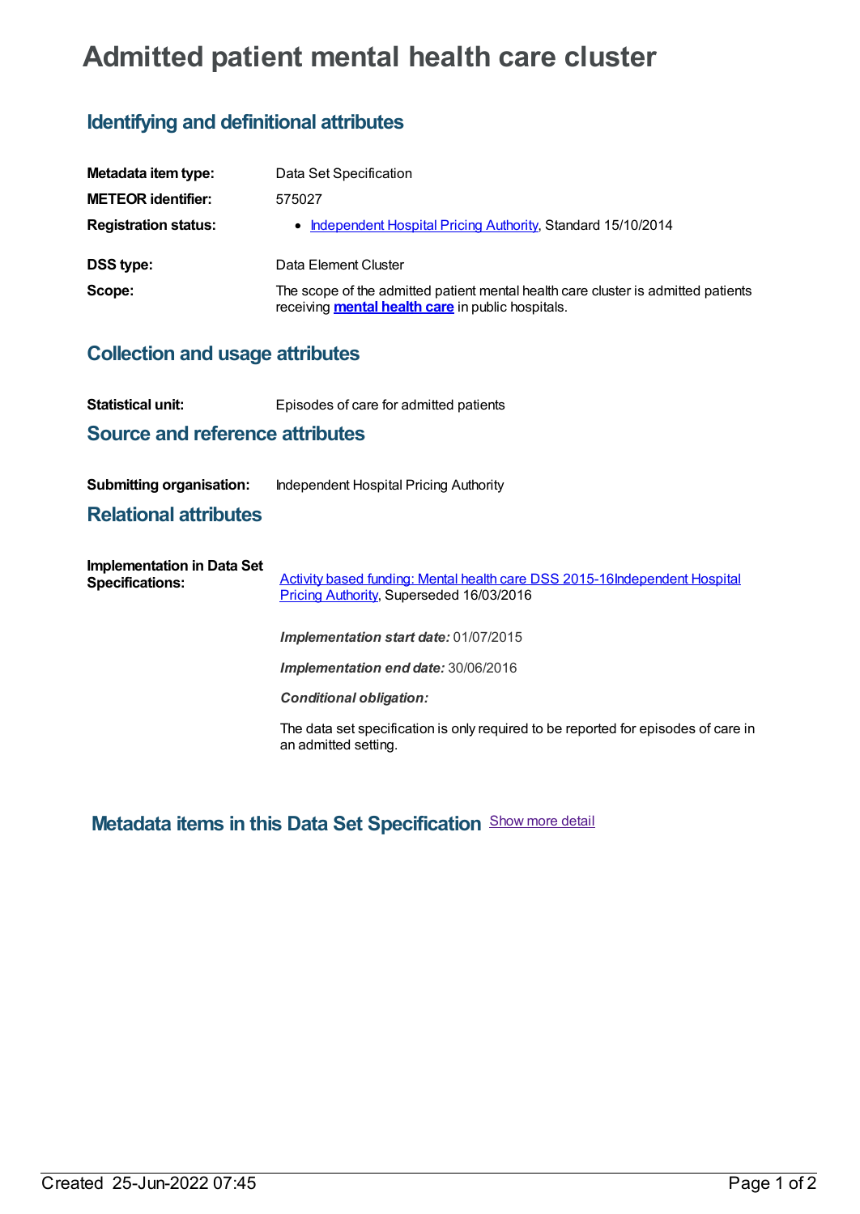# Admitted patient mental health care cluster

## Identifying and definitional attributes

**Metadata item type:** Data Set Specification

**METEOR identifier:** 575027

**Registration status:**
- Independent Hospital Pricing Authority, Standard 15/10/2014

**DSS type:** Data Element Cluster

**Scope:** The scope of the admitted patient mental health care cluster is admitted patients receiving **mental health care** in public hospitals.

## Collection and usage attributes

**Statistical unit:** Episodes of care for admitted patients

## Source and reference attributes

**Submitting organisation:** Independent Hospital Pricing Authority

## Relational attributes

**Implementation in Data Set Specifications:** Activity based funding: Mental health care DSS 2015-16Independent Hospital Pricing Authority, Superseded 16/03/2016

*Implementation start date:* 01/07/2015

*Implementation end date:* 30/06/2016

*Conditional obligation:*

The data set specification is only required to be reported for episodes of care in an admitted setting.

## Metadata items in this Data Set Specification

Show more detail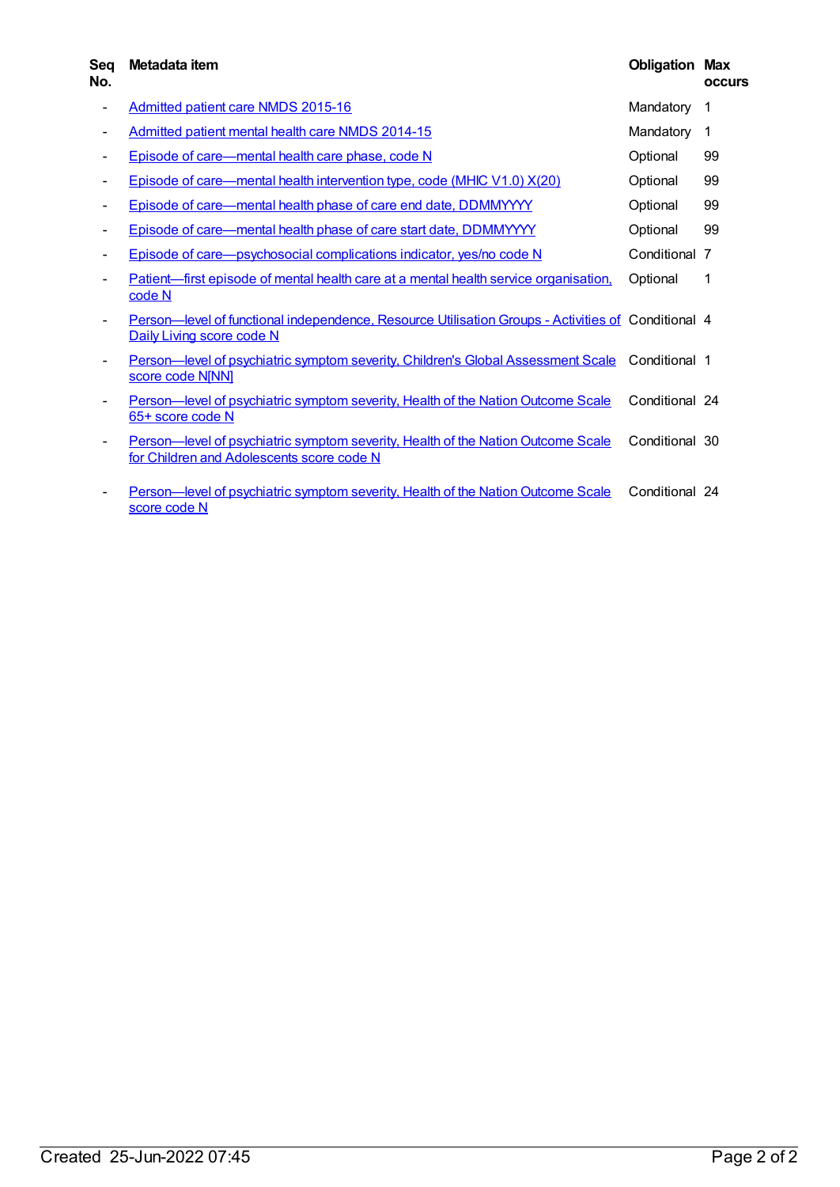| Seq No. | Metadata item | Obligation | Max occurs |
|---|---|---|---|
| - | Admitted patient care NMDS 2015-16 | Mandatory | 1 |
| - | Admitted patient mental health care NMDS 2014-15 | Mandatory | 1 |
| - | Episode of care—mental health care phase, code N | Optional | 99 |
| - | Episode of care—mental health intervention type, code (MHIC V1.0) X(20) | Optional | 99 |
| - | Episode of care—mental health phase of care end date, DDMMYYYY | Optional | 99 |
| - | Episode of care—mental health phase of care start date, DDMMYYYY | Optional | 99 |
| - | Episode of care—psychosocial complications indicator, yes/no code N | Conditional | 7 |
| - | Patient—first episode of mental health care at a mental health service organisation, code N | Optional | 1 |
| - | Person—level of functional independence, Resource Utilisation Groups - Activities of Daily Living score code N | Conditional | 4 |
| - | Person—level of psychiatric symptom severity, Children's Global Assessment Scale score code N[NN] | Conditional | 1 |
| - | Person—level of psychiatric symptom severity, Health of the Nation Outcome Scale 65+ score code N | Conditional | 24 |
| - | Person—level of psychiatric symptom severity, Health of the Nation Outcome Scale for Children and Adolescents score code N | Conditional | 30 |
| - | Person—level of psychiatric symptom severity, Health of the Nation Outcome Scale score code N | Conditional | 24 |

Created 25-Jun-2022 07:45